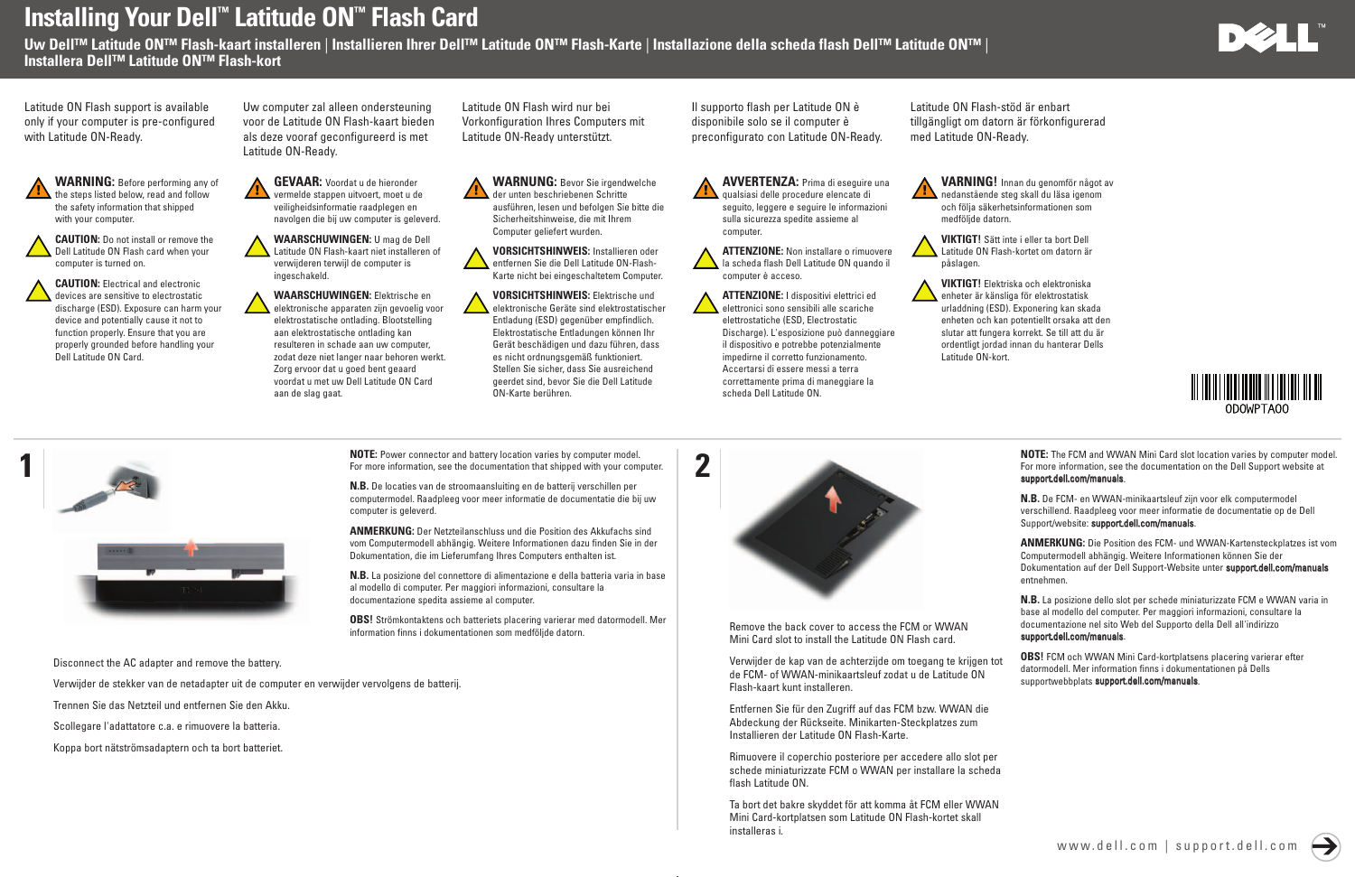# Installing Your Dell™ Latitude ON™ Flash Card

## Uw Dell™ Latitude ON™ Flash-kaart installeren | Installieren Ihrer Dell™ Latitude ON™ Flash-Karte | Installazione della scheda flash Dell™ Latitude ON™ | Installera Dell™ Latitude ON™ Flash-kort

Latitude ON Flash support is available only if your computer is pre-configured with Latitude ON-Ready.

**WARNING:** Before performing any of the steps listed below, read and follow the safety information that shipped with your computer.

**CAUTION:** Do not install or remove the Dell Latitude ON Flash card when your computer is turned on.

**CAUTION:** Electrical and electronic devices are sensitive to electrostatic discharge (ESD). Exposure can harm your device and potentially cause it not to function properly. Ensure that you are properly grounded before handling your Dell Latitude ON Card.

Uw computer zal alleen ondersteuning voor de Latitude ON Flash-kaart bieden als deze vooraf geconfigureerd is met Latitude ON-Ready.

**GEVAAR:** Voordat u de hieronder vermelde stappen uitvoert, moet u de veiligheidsinformatie raadplegen en navolgen die bij uw computer is geleverd.

**WAARSCHUWINGEN:** U mag de Dell Latitude ON Flash-kaart niet installeren of verwijderen terwijl de computer is ingeschakeld.

**WAARSCHUWINGEN:** Elektrische en elektronische apparaten zijn gevoelig voor elektrostatische ontlading. Blootstelling aan elektrostatische ontlading kan resulteren in schade aan uw computer, zodat deze niet langer naar behoren werkt. Zorg ervoor dat u goed bent geaard voordat u met uw Dell Latitude ON Card aan de slag gaat.

Latitude ON Flash wird nur bei Vorkonfiguration Ihres Computers mit Latitude ON-Ready unterstützt.

**WARNUNG:** Bevor Sie irgendwelche der unten beschriebenen Schritte ausführen, lesen und befolgen Sie bitte die Sicherheitshinweise, die mit Ihrem Computer geliefert wurden.

**VORSICHTSHINWEIS:** Installieren oder entfernen Sie die Dell Latitude ON-Flash-Karte nicht bei eingeschaltetem Computer.

**VORSICHTSHINWEIS:** Elektrische und elektronische Geräte sind elektrostatischer Entladung (ESD) gegenüber empfindlich. Elektrostatische Entladungen können Ihr Gerät beschädigen und dazu führen, dass es nicht ordnungsgemäß funktioniert. Stellen Sie sicher, dass Sie ausreichend geerdet sind, bevor Sie die Dell Latitude ON-Karte berühren.

Il supporto flash per Latitude ON è disponibile solo se il computer è preconfigurato con Latitude ON-Ready.

**AVVERTENZA:** Prima di eseguire una qualsiasi delle procedure elencate di seguito, leggere e seguire le informazioni sulla sicurezza spedite assieme al computer.

**ATTENZIONE:** Non installare o rimuovere la scheda flash Dell Latitude ON quando il computer è acceso.

**ATTENZIONE:** I dispositivi elettrici ed elettronici sono sensibili alle scariche elettrostatiche (ESD, Electrostatic Discharge). L'esposizione può danneggiare il dispositivo e potrebbe potenzialmente impedirne il corretto funzionamento. Accertarsi di essere messi a terra correttamente prima di maneggiare la scheda Dell Latitude ON.

Latitude ON Flash-stöd är enbart tillgängligt om datorn är förkonfigurerad med Latitude ON-Ready.

**VARNING!** Innan du genomför något av nedanstående steg skall du läsa igenom och följa säkerhetsinformationen som medföljde datorn.

**VIKTIGT!** Sätt inte i eller ta bort Dell Latitude ON Flash-kortet om datorn är påslagen.

**VIKTIGT!** Elektriska och elektroniska enheter är känsliga för elektrostatisk urladdning (ESD). Exponering kan skada enheten och kan potentiellt orsaka att den slutar att fungera korrekt. Se till att du är ordentligt jordad innan du hanterar Dells Latitude ON-kort.

0D0WPTA00

## 1

Disconnect the AC adapter and remove the battery.

Verwijder de stekker van de netadapter uit de computer en verwijder vervolgens de batterij.

Trennen Sie das Netzteil und entfernen Sie den Akku.

Scollegare l'adattatore c.a. e rimuovere la batteria.

Koppa bort nätströmsadaptern och ta bort batteriet.

**NOTE:** Power connector and battery location varies by computer model. For more information, see the documentation that shipped with your computer.

**N.B.** De locaties van de stroomaansluiting en de batterij verschillen per computermodel. Raadpleeg voor meer informatie de documentatie die bij uw computer is geleverd.

**ANMERKUNG:** Der Netzteilanschluss und die Position des Akkufachs sind vom Computermodell abhängig. Weitere Informationen dazu finden Sie in der Dokumentation, die im Lieferumfang Ihres Computers enthalten ist.

**N.B.** La posizione del connettore di alimentazione e della batteria varia in base al modello di computer. Per maggiori informazioni, consultare la documentazione spedita assieme al computer.

**OBS!** Strömkontaktens och batteriets placering varierar med datormodell. Mer information finns i dokumentationen som medföljde datorn.

## 2

Remove the back cover to access the FCM or WWAN Mini Card slot to install the Latitude ON Flash card.

Verwijder de kap van de achterzijde om toegang te krijgen tot de FCM- of WWAN-minikaartsleuf zodat u de Latitude ON Flash-kaart kunt installeren.

Entfernen Sie für den Zugriff auf das FCM bzw. WWAN die Abdeckung der Rückseite. Minikarten-Steckplatzes zum Installieren der Latitude ON Flash-Karte.

Rimuovere il coperchio posteriore per accedere allo slot per schede miniaturizzate FCM o WWAN per installare la scheda flash Latitude ON.

Ta bort det bakre skyddet för att komma åt FCM eller WWAN Mini Card-kortplatsen som Latitude ON Flash-kortet skall installeras i.

**NOTE:** The FCM and WWAN Mini Card slot location varies by computer model. For more information, see the documentation on the Dell Support website at **support.dell.com/manuals**.

**N.B.** De FCM- en WWAN-minikaartsleuf zijn voor elk computermodel verschillend. Raadpleeg voor meer informatie de documentatie op de Dell Support/website: **support.dell.com/manuals**.

**ANMERKUNG:** Die Position des FCM- und WWAN-Kartensteckplatzes ist vom Computermodell abhängig. Weitere Informationen können Sie der Dokumentation auf der Dell Support-Website unter **support.dell.com/manuals** entnehmen.

**N.B.** La posizione dello slot per schede miniaturizzate FCM e WWAN varia in base al modello del computer. Per maggiori informazioni, consultare la documentazione nel sito Web del Supporto della Dell all'indirizzo **support.dell.com/manuals**.

**OBS!** FCM och WWAN Mini Card-kortplatsens placering varierar efter datormodell. Mer information finns i dokumentationen på Dells supportwebbplats **support.dell.com/manuals**.

www.dell.com | support.dell.com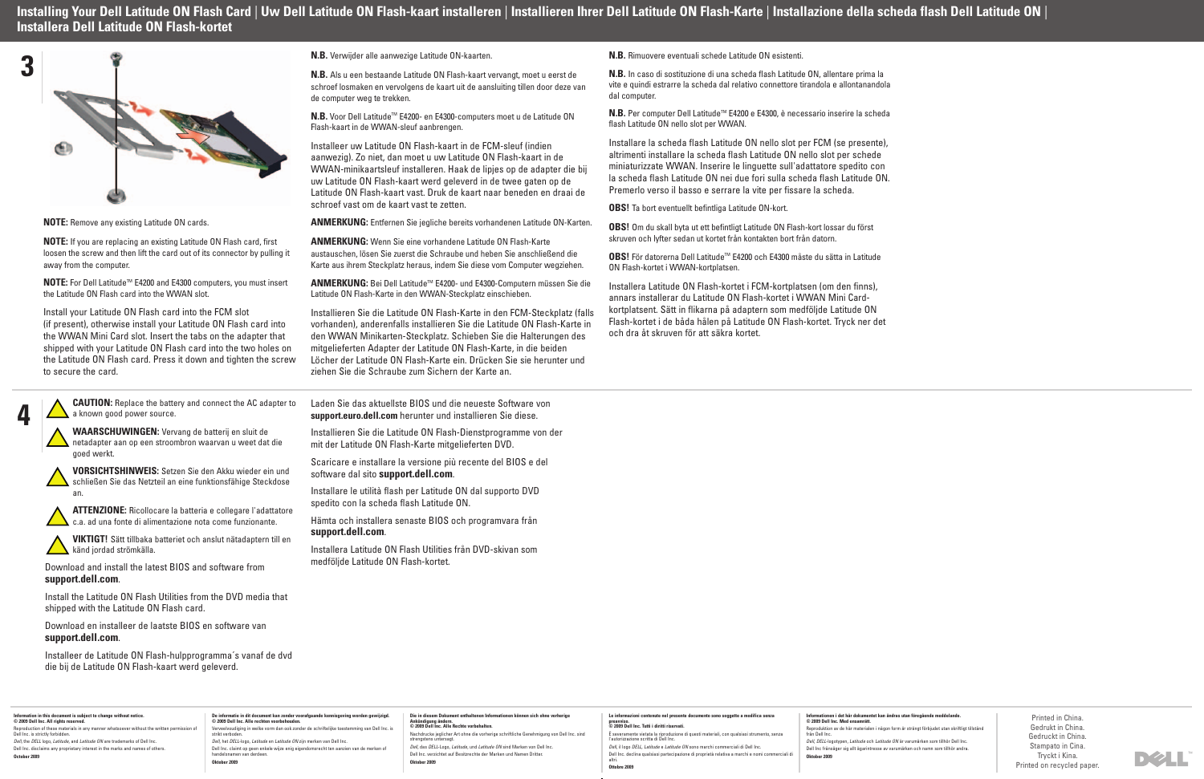# Installing Your Dell Latitude ON Flash Card | Uw Dell Latitude ON Flash-kaart installeren | Installieren Ihrer Dell Latitude ON Flash-Karte | Installazione della scheda flash Dell Latitude ON | Installera Dell Latitude ON Flash-kortet

## 3

**NOTE:** Remove any existing Latitude ON cards.

**NOTE:** If you are replacing an existing Latitude ON Flash card, first loosen the screw and then lift the card out of its connector by pulling it away from the computer.

**NOTE:** For Dell Latitude™ E4200 and E4300 computers, you must insert the Latitude ON Flash card into the WWAN slot.

Install your Latitude ON Flash card into the FCM slot (if present), otherwise install your Latitude ON Flash card into the WWAN Mini Card slot. Insert the tabs on the adapter that shipped with your Latitude ON Flash card into the two holes on the Latitude ON Flash card. Press it down and tighten the screw to secure the card.

**N.B.** Verwijder alle aanwezige Latitude ON-kaarten.

**N.B.** Als u een bestaande Latitude ON Flash-kaart vervangt, moet u eerst de schroef losmaken en vervolgens de kaart uit de aansluiting tillen door deze van de computer weg te trekken.

**N.B.** Voor Dell Latitude™ E4200- en E4300-computers moet u de Latitude ON Flash-kaart in de WWAN-sleuf aanbrengen.

Installeer uw Latitude ON Flash-kaart in de FCM-sleuf (indien aanwezig). Zo niet, dan moet u uw Latitude ON Flash-kaart in de WWAN-minikaartsleuf installeren. Haak de lipjes op de adapter die bij uw Latitude ON Flash-kaart werd geleverd in de twee gaten op de Latitude ON Flash-kaart vast. Druk de kaart naar beneden en draai de schroef vast om de kaart vast te zetten.

**ANMERKUNG:** Entfernen Sie jegliche bereits vorhandenen Latitude ON-Karten.

**ANMERKUNG:** Wenn Sie eine vorhandene Latitude ON Flash-Karte austauschen, lösen Sie zuerst die Schraube und heben Sie anschließend die Karte aus ihrem Steckplatz heraus, indem Sie diese vom Computer wegziehen.

**ANMERKUNG:** Bei Dell Latitude™ E4200- und E4300-Computern müssen Sie die Latitude ON Flash-Karte in den WWAN-Steckplatz einschieben.

Installieren Sie die Latitude ON Flash-Karte in den FCM-Steckplatz (falls vorhanden), anderenfalls installieren Sie die Latitude ON Flash-Karte in den WWAN Minikarten-Steckplatz. Schieben Sie die Halterungen des mitgelieferten Adapter der Latitude ON Flash-Karte, in die beiden Löcher der Latitude ON Flash-Karte ein. Drücken Sie sie herunter und ziehen Sie die Schraube zum Sichern der Karte an.

**N.B.** Rimuovere eventuali schede Latitude ON esistenti.

**N.B.** In caso di sostituzione di una scheda flash Latitude ON, allentare prima la vite e quindi estrarre la scheda dal relativo connettore tirandola e allontanandola dal computer.

**N.B.** Per computer Dell Latitude™ E4200 e E4300, è necessario inserire la scheda flash Latitude ON nello slot per WWAN.

Installare la scheda flash Latitude ON nello slot per FCM (se presente), altrimenti installare la scheda flash Latitude ON nello slot per schede miniaturizzate WWAN. Inserire le linguette sull'adattatore spedito con la scheda flash Latitude ON nei due fori sulla scheda flash Latitude ON. Premerlo verso il basso e serrare la vite per fissare la scheda.

**OBS!** Ta bort eventuellt befintliga Latitude ON-kort.

**OBS!** Om du skall byta ut ett befintligt Latitude ON Flash-kort lossar du först skruven och lyfter sedan ut kortet från kontakten bort från datorn.

**OBS!** För datorerna Dell Latitude™ E4200 och E4300 måste du sätta in Latitude ON Flash-kortet i WWAN-kortplatsen.

Installera Latitude ON Flash-kortet i FCM-kortplatsen (om den finns), annars installerar du Latitude ON Flash-kortet i WWAN Mini Card-kortplatsent. Sätt in flikarna på adaptern som medföljde Latitude ON Flash-kortet i de båda hålen på Latitude ON Flash-kortet. Tryck ner det och dra åt skruven för att säkra kortet.

## 4

**CAUTION:** Replace the battery and connect the AC adapter to a known good power source.

**WAARSCHUWINGEN:** Vervang de batterij en sluit de netadapter aan op een stroombron waarvan u weet dat die goed werkt.

**VORSICHTSHINWEIS:** Setzen Sie den Akku wieder ein und schließen Sie das Netzteil an eine funktionsfähige Steckdose an.

**ATTENZIONE:** Ricollocare la batteria e collegare l'adattatore c.a. ad una fonte di alimentazione nota come funzionante.

**VIKTIGT!** Sätt tillbaka batteriet och anslut nätadaptern till en känd jordad strömkälla.

Download and install the latest BIOS and software from **support.dell.com**.

Install the Latitude ON Flash Utilities from the DVD media that shipped with the Latitude ON Flash card.

Download en installeer de laatste BIOS en software van **support.dell.com**.

Installeer de Latitude ON Flash-hulpprogramma´s vanaf de dvd die bij de Latitude ON Flash-kaart werd geleverd.

Laden Sie das aktuellste BIOS und die neueste Software von **support.euro.dell.com** herunter und installieren Sie diese.

Installieren Sie die Latitude ON Flash-Dienstprogramme von der mit der Latitude ON Flash-Karte mitgelieferten DVD.

Scaricare e installare la versione più recente del BIOS e del software dal sito **support.dell.com**.

Installare le utilità flash per Latitude ON dal supporto DVD spedito con la scheda flash Latitude ON.

Hämta och installera senaste BIOS och programvara från **support.dell.com**.

Installera Latitude ON Flash Utilities från DVD-skivan som medföljde Latitude ON Flash-kortet.

---

**Information in this document is subject to change without notice.**
**© 2009 Dell Inc. All rights reserved.**

Reproduction of these materials in any manner whatsoever without the written permission of Dell Inc. is strictly forbidden.

*Dell*, the *DELL* logo, *Latitude*, and *Latitude ON* are trademarks of Dell Inc.

Dell Inc. disclaims any proprietary interest in the marks and names of others.

**October 2009**

**De informatie in dit document kan zonder voorafgaande kennisgeving worden gewijzigd.**
**© 2009 Dell Inc. Alle rechten voorbehouden.**

Verveelvoudiging in welke vorm dan ook zonder de schriftelijke toestemming van Dell Inc. is strikt verboden.

*Dell*, het *DELL*-logo, *Latitude* en *Latitude ON* zijn merken van Dell Inc.

Dell Inc. claimt op geen enkele wijze enig eigendomsrecht ten aanzien van de merken of handelsnamen van derden.

**Oktober 2009**

**Die in diesem Dokument enthaltenen Informationen können sich ohne vorherige Ankündigung ändern.**
**© 2009 Dell Inc. Alle Rechte vorbehalten.**

Nachdrucke jeglicher Art ohne die vorherige schriftliche Genehmigung von Dell Inc. sind strengstens untersagt.

*Dell*, das *DELL*-Logo, *Latitude*, und *Latitude ON* sind Marken von Dell Inc.

Dell Inc. verzichtet auf Besitzrechte der Marken und Namen Dritter.

**Oktober 2009**

**Le informazioni contenute nel presente documento sono soggette a modifica senza preavviso.**
**© 2009 Dell Inc. Tutti i diritti riservati.**

È severamente vietata la riproduzione di questi materiali, con qualsiasi strumento, senza l'autorizzazione scritta di Dell Inc.

*Dell*, il logo *DELL*, *Latitude* e *Latitude ON* sono marchi commerciali di Dell Inc.

Dell Inc. declina qualsiasi partecipazione di proprietà relativa a marchi e nomi commerciali di altri.

**Ottobre 2009**

**Informationen i det här dokumentet kan ändras utan föregående meddelande.**
**© 2009 Dell Inc. Med ensamrätt.**

Reproduktion av de här materialen i någon form är strängt förbjudet utan skriftligt tillstånd från Dell Inc.

*Dell*, *DELL*-logotypen, *Latitude* och *Latitude ON* är varumärken som tillhör Dell Inc.

Dell Inc frånsäger sig allt ägarintresse av varumärken och namn som tillhör andra.

**Oktober 2009**

Printed in China.
Gedrukt in China.
Gedruckt in China.
Stampato in Cina.
Tryckt i Kina.
Printed on recycled paper.